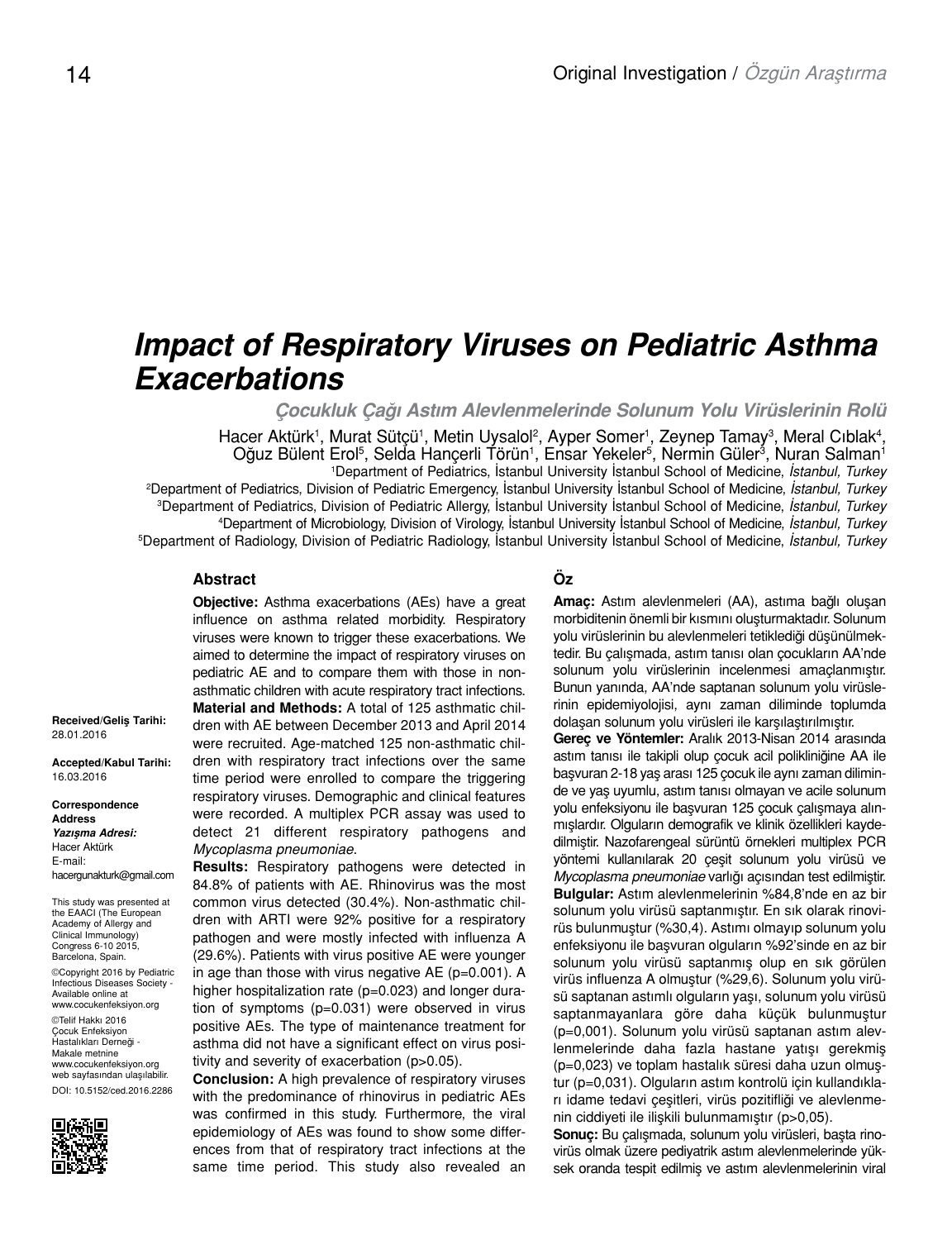Original Investigation / *Özgün Araştırma*

# *Impact of Respiratory Viruses on Pediatric Asthma Exacerbations*

## *Çocukluk Çağı Astım Alevlenmelerinde Solunum Yolu Virüslerinin Rolü*

Hacer Aktürk[1], Murat Sütçü[1], Metin Uysalol[2], Ayper Somer[1], Zeynep Tamay[3], Meral Cıblak[4], Oğuz Bülent Erol[5], Selda Hançerli Törün[1], Ensar Yekeler[5], Nermin Güler[3], Nuran Salman[1]

[1]Department of Pediatrics, İstanbul University İstanbul School of Medicine, *İstanbul, Turkey*
[2]Department of Pediatrics, Division of Pediatric Emergency, İstanbul University İstanbul School of Medicine, *İstanbul, Turkey*
[3]Department of Pediatrics, Division of Pediatric Allergy, İstanbul University İstanbul School of Medicine, *İstanbul, Turkey*
[4]Department of Microbiology, Division of Virology, İstanbul University İstanbul School of Medicine, *İstanbul, Turkey*
[5]Department of Radiology, Division of Pediatric Radiology, İstanbul University İstanbul School of Medicine, *İstanbul, Turkey*

**Received/Geliş Tarihi:** 28.01.2016

**Accepted/Kabul Tarihi:** 16.03.2016

**Correspondence Address**
***Yazışma Adresi:***
Hacer Aktürk
E-mail: hacergunakturk@gmail.com

This study was presented at the EAACI (The European Academy of Allergy and Clinical Immunology) Congress 6-10 2015, Barcelona, Spain.

©Copyright 2016 by Pediatric Infectious Diseases Society - Available online at www.cocukenfeksiyon.org

©Telif Hakkı 2016 Çocuk Enfeksiyon Hastalıkları Derneği - Makale metnine www.cocukenfeksiyon.org web sayfasından ulaşılabilir.

DOI: 10.5152/ced.2016.2286

### Abstract

**Objective:** Asthma exacerbations (AEs) have a great influence on asthma related morbidity. Respiratory viruses were known to trigger these exacerbations. We aimed to determine the impact of respiratory viruses on pediatric AE and to compare them with those in non-asthmatic children with acute respiratory tract infections.

**Material and Methods:** A total of 125 asthmatic children with AE between December 2013 and April 2014 were recruited. Age-matched 125 non-asthmatic children with respiratory tract infections over the same time period were enrolled to compare the triggering respiratory viruses. Demographic and clinical features were recorded. A multiplex PCR assay was used to detect 21 different respiratory pathogens and *Mycoplasma pneumoniae.*

**Results:** Respiratory pathogens were detected in 84.8% of patients with AE. Rhinovirus was the most common virus detected (30.4%). Non-asthmatic children with ARTI were 92% positive for a respiratory pathogen and were mostly infected with influenza A (29.6%). Patients with virus positive AE were younger in age than those with virus negative AE (p=0.001). A higher hospitalization rate (p=0.023) and longer duration of symptoms (p=0.031) were observed in virus positive AEs. The type of maintenance treatment for asthma did not have a significant effect on virus positivity and severity of exacerbation (p>0.05).

**Conclusion:** A high prevalence of respiratory viruses with the predominance of rhinovirus in pediatric AEs was confirmed in this study. Furthermore, the viral epidemiology of AEs was found to show some differences from that of respiratory tract infections at the same time period. This study also revealed an

### Öz

**Amaç:** Astım alevlenmeleri (AA), astıma bağlı oluşan morbiditenin önemli bir kısmını oluşturmaktadır. Solunum yolu virüslerinin bu alevlenmeleri tetiklediği düşünülmektedir. Bu çalışmada, astım tanısı olan çocukların AA'nde solunum yolu virüslerinin incelenmesi amaçlanmıştır. Bunun yanında, AA'nde saptanan solunum yolu virüslerinin epidemiyolojisi, aynı zaman diliminde toplumda dolaşan solunum yolu virüsleri ile karşılaştırılmıştır.

**Gereç ve Yöntemler:** Aralık 2013-Nisan 2014 arasında astım tanısı ile takipli olup çocuk acil polikliniğine AA ile başvuran 2-18 yaş arası 125 çocuk ile aynı zaman diliminde ve yaş uyumlu, astım tanısı olmayan ve acile solunum yolu enfeksiyonu ile başvuran 125 çocuk çalışmaya alınmışlardır. Olguların demografik ve klinik özellikleri kaydedilmiştir. Nazofarengeal sürüntü örnekleri multiplex PCR yöntemi kullanılarak 20 çeşit solunum yolu virüsü ve *Mycoplasma pneumoniae* varlığı açısından test edilmiştir.

**Bulgular:** Astım alevlenmelerinin %84,8'nde en az bir solunum yolu virüsü saptanmıştır. En sık olarak rinovirüs bulunmuştur (%30,4). Astımı olmayıp solunum yolu enfeksiyonu ile başvuran olguların %92'sinde en az bir solunum yolu virüsü saptanmış olup en sık görülen virüs influenza A olmuştur (%29,6). Solunum yolu virüsü saptanan astımlı olguların yaşı, solunum yolu virüsü saptanmayanlara göre daha küçük bulunmuştur (p=0,001). Solunum yolu virüsü saptanan astım alevlenmelerinde daha fazla hastane yatışı gerekmiş (p=0,023) ve toplam hastalık süresi daha uzun olmuştur (p=0,031). Olguların astım kontrolü için kullandıkları idame tedavi çeşitleri, virüs pozitifliği ve alevlenmenin ciddiyeti ile ilişkili bulunmamıştır (p>0,05).

**Sonuç:** Bu çalışmada, solunum yolu virüsleri, başta rinovirüs olmak üzere pediyatrik astım alevlenmelerinde yüksek oranda tespit edilmiş ve astım alevlenmelerinin viral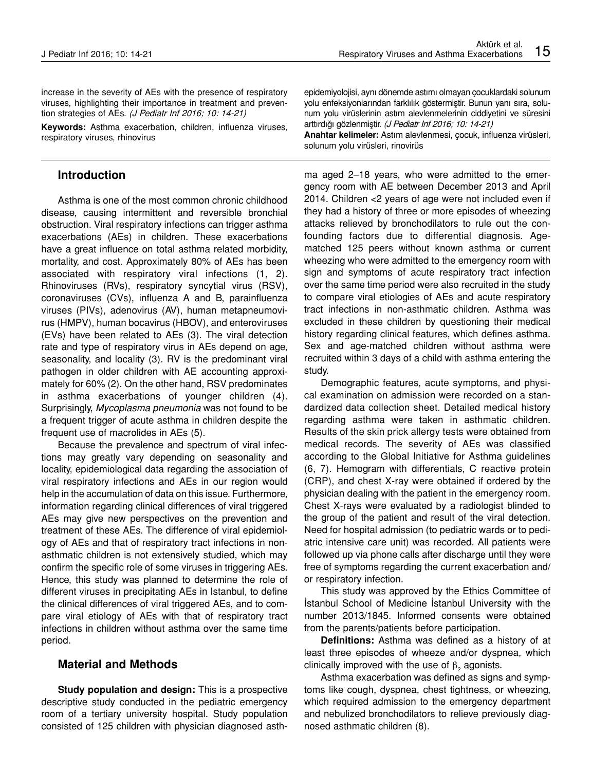increase in the severity of AEs with the presence of respiratory viruses, highlighting their importance in treatment and prevention strategies of AEs. *(J Pediatr Inf 2016; 10: 14-21)*

**Keywords:** Asthma exacerbation, children, influenza viruses, respiratory viruses, rhinovirus

epidemiyolojisi, aynı dönemde astımı olmayan çocuklardaki solunum yolu enfeksiyonlarından farklılık göstermiştir. Bunun yanı sıra, solunum yolu virüslerinin astım alevlenmelerinin ciddiyetini ve süresini arttırdığı gözlenmiştir. *(J Pediatr Inf 2016; 10: 14-21)*

**Anahtar kelimeler:** Astım alevlenmesi, çocuk, influenza virüsleri, solunum yolu virüsleri, rinovirüs

## Introduction

Asthma is one of the most common chronic childhood disease, causing intermittent and reversible bronchial obstruction. Viral respiratory infections can trigger asthma exacerbations (AEs) in children. These exacerbations have a great influence on total asthma related morbidity, mortality, and cost. Approximately 80% of AEs has been associated with respiratory viral infections (1, 2). Rhinoviruses (RVs), respiratory syncytial virus (RSV), coronaviruses (CVs), influenza A and B, parainfluenza viruses (PIVs), adenovirus (AV), human metapneumovirus (HMPV), human bocavirus (HBOV), and enteroviruses (EVs) have been related to AEs (3). The viral detection rate and type of respiratory virus in AEs depend on age, seasonality, and locality (3). RV is the predominant viral pathogen in older children with AE accounting approximately for 60% (2). On the other hand, RSV predominates in asthma exacerbations of younger children (4). Surprisingly, *Mycoplasma pneumonia* was not found to be a frequent trigger of acute asthma in children despite the frequent use of macrolides in AEs (5).

Because the prevalence and spectrum of viral infections may greatly vary depending on seasonality and locality, epidemiological data regarding the association of viral respiratory infections and AEs in our region would help in the accumulation of data on this issue. Furthermore, information regarding clinical differences of viral triggered AEs may give new perspectives on the prevention and treatment of these AEs. The difference of viral epidemiology of AEs and that of respiratory tract infections in non-asthmatic children is not extensively studied, which may confirm the specific role of some viruses in triggering AEs. Hence, this study was planned to determine the role of different viruses in precipitating AEs in Istanbul, to define the clinical differences of viral triggered AEs, and to compare viral etiology of AEs with that of respiratory tract infections in children without asthma over the same time period.

## Material and Methods

**Study population and design:** This is a prospective descriptive study conducted in the pediatric emergency room of a tertiary university hospital. Study population consisted of 125 children with physician diagnosed asthma aged 2–18 years, who were admitted to the emergency room with AE between December 2013 and April 2014. Children <2 years of age were not included even if they had a history of three or more episodes of wheezing attacks relieved by bronchodilators to rule out the confounding factors due to differential diagnosis. Age-matched 125 peers without known asthma or current wheezing who were admitted to the emergency room with sign and symptoms of acute respiratory tract infection over the same time period were also recruited in the study to compare viral etiologies of AEs and acute respiratory tract infections in non-asthmatic children. Asthma was excluded in these children by questioning their medical history regarding clinical features, which defines asthma. Sex and age-matched children without asthma were recruited within 3 days of a child with asthma entering the study.

Demographic features, acute symptoms, and physical examination on admission were recorded on a standardized data collection sheet. Detailed medical history regarding asthma were taken in asthmatic children. Results of the skin prick allergy tests were obtained from medical records. The severity of AEs was classified according to the Global Initiative for Asthma guidelines (6, 7). Hemogram with differentials, C reactive protein (CRP), and chest X-ray were obtained if ordered by the physician dealing with the patient in the emergency room. Chest X-rays were evaluated by a radiologist blinded to the group of the patient and result of the viral detection. Need for hospital admission (to pediatric wards or to pediatric intensive care unit) was recorded. All patients were followed up via phone calls after discharge until they were free of symptoms regarding the current exacerbation and/or respiratory infection.

This study was approved by the Ethics Committee of İstanbul School of Medicine İstanbul University with the number 2013/1845. Informed consents were obtained from the parents/patients before participation.

**Definitions:** Asthma was defined as a history of at least three episodes of wheeze and/or dyspnea, which clinically improved with the use of $\beta_2$ agonists.

Asthma exacerbation was defined as signs and symptoms like cough, dyspnea, chest tightness, or wheezing, which required admission to the emergency department and nebulized bronchodilators to relieve previously diagnosed asthmatic children (8).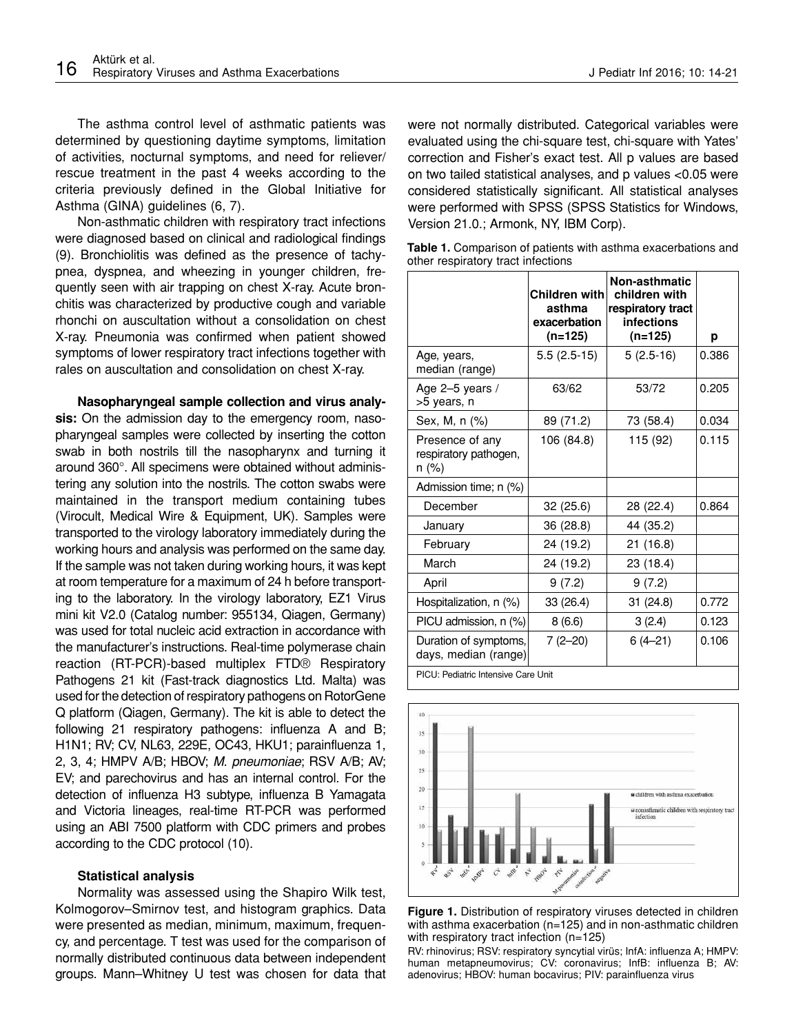The asthma control level of asthmatic patients was determined by questioning daytime symptoms, limitation of activities, nocturnal symptoms, and need for reliever/rescue treatment in the past 4 weeks according to the criteria previously defined in the Global Initiative for Asthma (GINA) guidelines (6, 7).

Non-asthmatic children with respiratory tract infections were diagnosed based on clinical and radiological findings (9). Bronchiolitis was defined as the presence of tachypnea, dyspnea, and wheezing in younger children, frequently seen with air trapping on chest X-ray. Acute bronchitis was characterized by productive cough and variable rhonchi on auscultation without a consolidation on chest X-ray. Pneumonia was confirmed when patient showed symptoms of lower respiratory tract infections together with rales on auscultation and consolidation on chest X-ray.

**Nasopharyngeal sample collection and virus analysis:** On the admission day to the emergency room, nasopharyngeal samples were collected by inserting the cotton swab in both nostrils till the nasopharynx and turning it around 360°. All specimens were obtained without administering any solution into the nostrils. The cotton swabs were maintained in the transport medium containing tubes (Virocult, Medical Wire & Equipment, UK). Samples were transported to the virology laboratory immediately during the working hours and analysis was performed on the same day. If the sample was not taken during working hours, it was kept at room temperature for a maximum of 24 h before transporting to the laboratory. In the virology laboratory, EZ1 Virus mini kit V2.0 (Catalog number: 955134, Qiagen, Germany) was used for total nucleic acid extraction in accordance with the manufacturer's instructions. Real-time polymerase chain reaction (RT-PCR)-based multiplex FTD® Respiratory Pathogens 21 kit (Fast-track diagnostics Ltd. Malta) was used for the detection of respiratory pathogens on RotorGene Q platform (Qiagen, Germany). The kit is able to detect the following 21 respiratory pathogens: influenza A and B; H1N1; RV; CV, NL63, 229E, OC43, HKU1; parainfluenza 1, 2, 3, 4; HMPV A/B; HBOV; *M. pneumoniae*; RSV A/B; AV; EV; and parechovirus and has an internal control. For the detection of influenza H3 subtype, influenza B Yamagata and Victoria lineages, real-time RT-PCR was performed using an ABI 7500 platform with CDC primers and probes according to the CDC protocol (10).

### Statistical analysis

Normality was assessed using the Shapiro Wilk test, Kolmogorov–Smirnov test, and histogram graphics. Data were presented as median, minimum, maximum, frequency, and percentage. T test was used for the comparison of normally distributed continuous data between independent groups. Mann–Whitney U test was chosen for data that were not normally distributed. Categorical variables were evaluated using the chi-square test, chi-square with Yates' correction and Fisher's exact test. All p values are based on two tailed statistical analyses, and p values <0.05 were considered statistically significant. All statistical analyses were performed with SPSS (SPSS Statistics for Windows, Version 21.0.; Armonk, NY, IBM Corp).

**Table 1.** Comparison of patients with asthma exacerbations and other respiratory tract infections

| | Children with asthma exacerbation (n=125) | Non-asthmatic children with respiratory tract infections (n=125) | p |
|---|---|---|---|
| Age, years, median (range) | 5.5 (2.5-15) | 5 (2.5-16) | 0.386 |
| Age 2–5 years / >5 years, n | 63/62 | 53/72 | 0.205 |
| Sex, M, n (%) | 89 (71.2) | 73 (58.4) | 0.034 |
| Presence of any respiratory pathogen, n (%) | 106 (84.8) | 115 (92) | 0.115 |
| Admission time; n (%) | | | |
| December | 32 (25.6) | 28 (22.4) | 0.864 |
| January | 36 (28.8) | 44 (35.2) | |
| February | 24 (19.2) | 21 (16.8) | |
| March | 24 (19.2) | 23 (18.4) | |
| April | 9 (7.2) | 9 (7.2) | |
| Hospitalization, n (%) | 33 (26.4) | 31 (24.8) | 0.772 |
| PICU admission, n (%) | 8 (6.6) | 3 (2.4) | 0.123 |
| Duration of symptoms, days, median (range) | 7 (2–20) | 6 (4–21) | 0.106 |

PICU: Pediatric Intensive Care Unit

**Figure 1.** Distribution of respiratory viruses detected in children with asthma exacerbation (n=125) and in non-asthmatic children with respiratory tract infection (n=125)

RV: rhinovirus; RSV: respiratory syncytial virüs; InfA: influenza A; HMPV: human metapneumovirus; CV: coronavirus; InfB: influenza B; AV: adenovirus; HBOV: human bocavirus; PIV: parainfluenza virus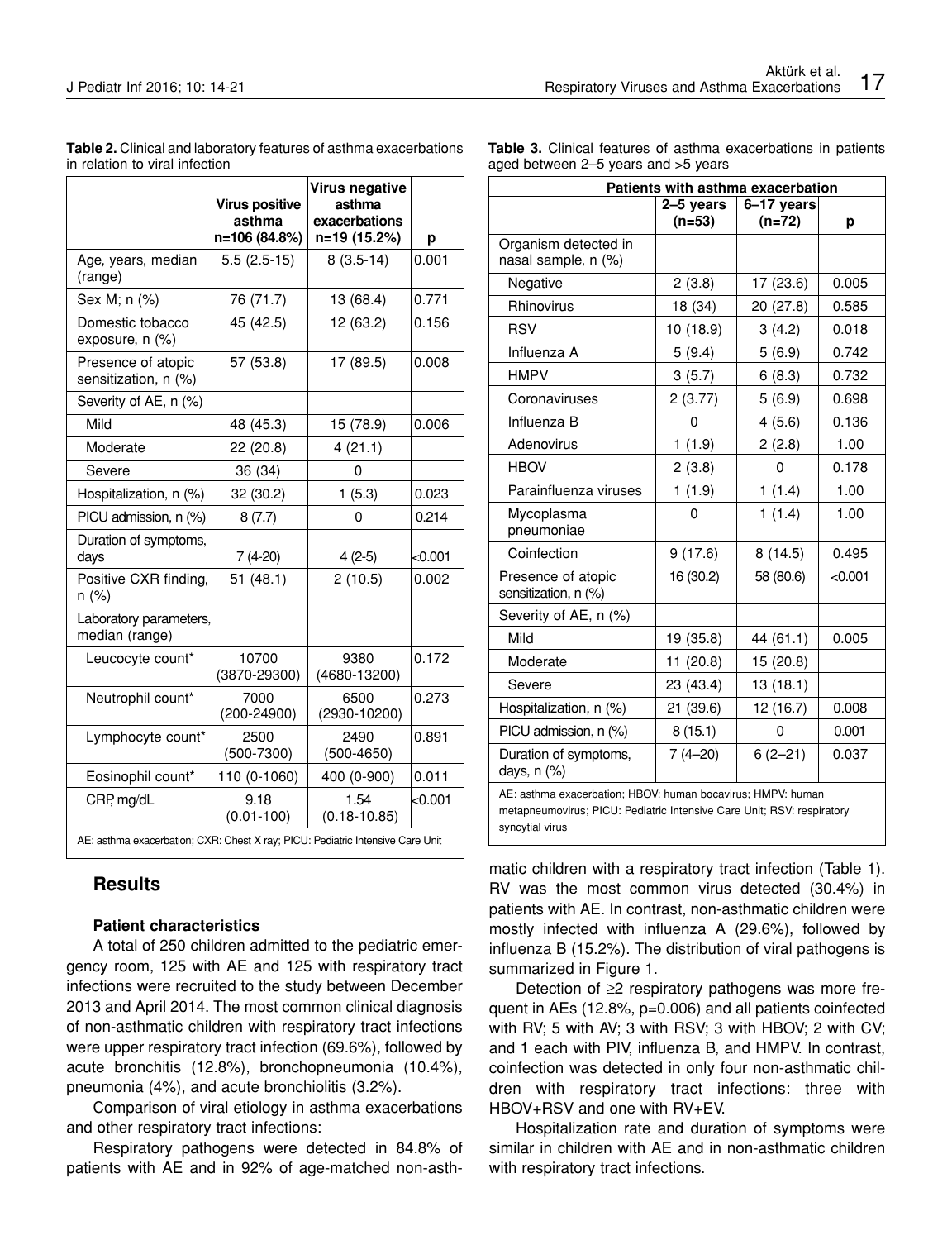**Table 2.** Clinical and laboratory features of asthma exacerbations in relation to viral infection

| | Virus positive asthma n=106 (84.8%) | Virus negative asthma exacerbations n=19 (15.2%) | p |
|---|---|---|---|
| Age, years, median (range) | 5.5 (2.5-15) | 8 (3.5-14) | 0.001 |
| Sex M; n (%) | 76 (71.7) | 13 (68.4) | 0.771 |
| Domestic tobacco exposure, n (%) | 45 (42.5) | 12 (63.2) | 0.156 |
| Presence of atopic sensitization, n (%) | 57 (53.8) | 17 (89.5) | 0.008 |
| Severity of AE, n (%) | | | |
| Mild | 48 (45.3) | 15 (78.9) | 0.006 |
| Moderate | 22 (20.8) | 4 (21.1) | |
| Severe | 36 (34) | 0 | |
| Hospitalization, n (%) | 32 (30.2) | 1 (5.3) | 0.023 |
| PICU admission, n (%) | 8 (7.7) | 0 | 0.214 |
| Duration of symptoms, days | 7 (4-20) | 4 (2-5) | <0.001 |
| Positive CXR finding, n (%) | 51 (48.1) | 2 (10.5) | 0.002 |
| Laboratory parameters, median (range) | | | |
| Leucocyte count* | 10700 (3870-29300) | 9380 (4680-13200) | 0.172 |
| Neutrophil count* | 7000 (200-24900) | 6500 (2930-10200) | 0.273 |
| Lymphocyte count* | 2500 (500-7300) | 2490 (500-4650) | 0.891 |
| Eosinophil count* | 110 (0-1060) | 400 (0-900) | 0.011 |
| CRP, mg/dL | 9.18 (0.01-100) | 1.54 (0.18-10.85) | <0.001 |

AE: asthma exacerbation; CXR: Chest X ray; PICU: Pediatric Intensive Care Unit

**Table 3.** Clinical features of asthma exacerbations in patients aged between 2–5 years and >5 years

| Patients with asthma exacerbation | | | |
|---|---|---|---|
| | 2–5 years (n=53) | 6–17 years (n=72) | p |
| Organism detected in nasal sample, n (%) | | | |
| Negative | 2 (3.8) | 17 (23.6) | 0.005 |
| Rhinovirus | 18 (34) | 20 (27.8) | 0.585 |
| RSV | 10 (18.9) | 3 (4.2) | 0.018 |
| Influenza A | 5 (9.4) | 5 (6.9) | 0.742 |
| HMPV | 3 (5.7) | 6 (8.3) | 0.732 |
| Coronaviruses | 2 (3.77) | 5 (6.9) | 0.698 |
| Influenza B | 0 | 4 (5.6) | 0.136 |
| Adenovirus | 1 (1.9) | 2 (2.8) | 1.00 |
| HBOV | 2 (3.8) | 0 | 0.178 |
| Parainfluenza viruses | 1 (1.9) | 1 (1.4) | 1.00 |
| Mycoplasma pneumoniae | 0 | 1 (1.4) | 1.00 |
| Coinfection | 9 (17.6) | 8 (14.5) | 0.495 |
| Presence of atopic sensitization, n (%) | 16 (30.2) | 58 (80.6) | <0.001 |
| Severity of AE, n (%) | | | |
| Mild | 19 (35.8) | 44 (61.1) | 0.005 |
| Moderate | 11 (20.8) | 15 (20.8) | |
| Severe | 23 (43.4) | 13 (18.1) | |
| Hospitalization, n (%) | 21 (39.6) | 12 (16.7) | 0.008 |
| PICU admission, n (%) | 8 (15.1) | 0 | 0.001 |
| Duration of symptoms, days, n (%) | 7 (4–20) | 6 (2–21) | 0.037 |

AE: asthma exacerbation; HBOV: human bocavirus; HMPV: human metapneumovirus; PICU: Pediatric Intensive Care Unit; RSV: respiratory syncytial virus

## Results

### Patient characteristics

A total of 250 children admitted to the pediatric emergency room, 125 with AE and 125 with respiratory tract infections were recruited to the study between December 2013 and April 2014. The most common clinical diagnosis of non-asthmatic children with respiratory tract infections were upper respiratory tract infection (69.6%), followed by acute bronchitis (12.8%), bronchopneumonia (10.4%), pneumonia (4%), and acute bronchiolitis (3.2%).

Comparison of viral etiology in asthma exacerbations and other respiratory tract infections:

Respiratory pathogens were detected in 84.8% of patients with AE and in 92% of age-matched non-asthmatic children with a respiratory tract infection (Table 1). RV was the most common virus detected (30.4%) in patients with AE. In contrast, non-asthmatic children were mostly infected with influenza A (29.6%), followed by influenza B (15.2%). The distribution of viral pathogens is summarized in Figure 1.

Detection of ≥2 respiratory pathogens was more frequent in AEs (12.8%, p=0.006) and all patients coinfected with RV; 5 with AV; 3 with RSV; 3 with HBOV; 2 with CV; and 1 each with PIV, influenza B, and HMPV. In contrast, coinfection was detected in only four non-asthmatic children with respiratory tract infections: three with HBOV+RSV and one with RV+EV.

Hospitalization rate and duration of symptoms were similar in children with AE and in non-asthmatic children with respiratory tract infections.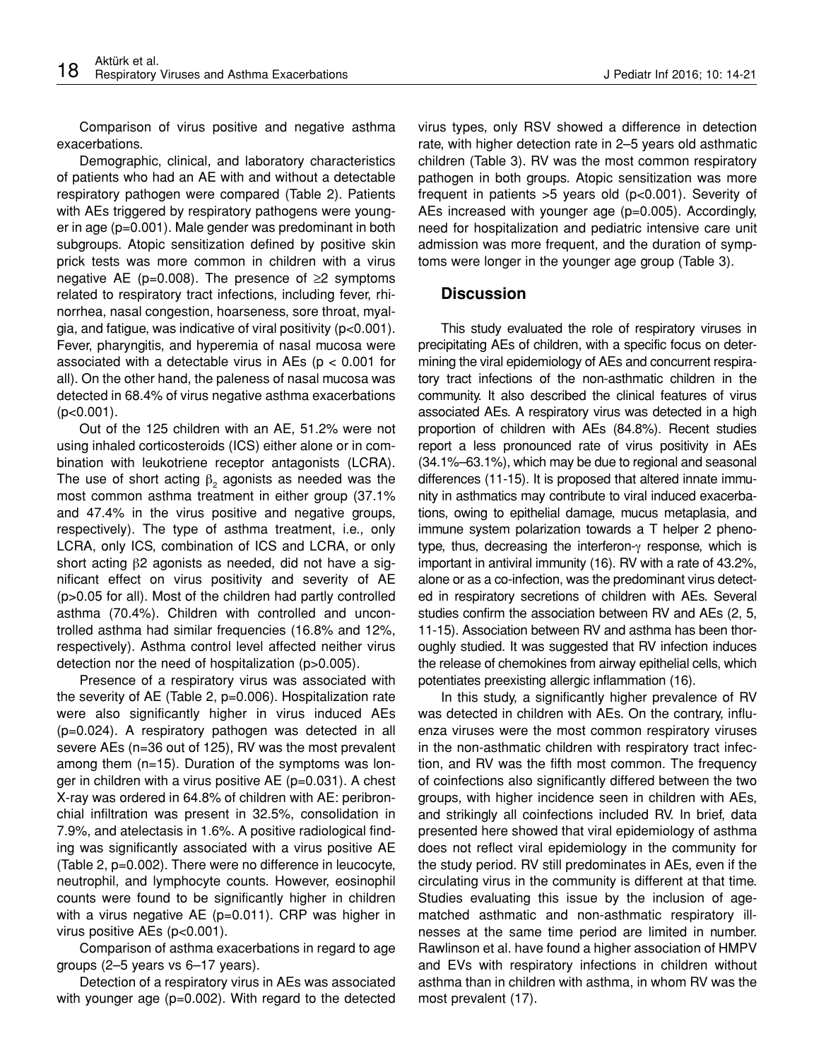Comparison of virus positive and negative asthma exacerbations.

Demographic, clinical, and laboratory characteristics of patients who had an AE with and without a detectable respiratory pathogen were compared (Table 2). Patients with AEs triggered by respiratory pathogens were younger in age (p=0.001). Male gender was predominant in both subgroups. Atopic sensitization defined by positive skin prick tests was more common in children with a virus negative AE (p=0.008). The presence of ≥2 symptoms related to respiratory tract infections, including fever, rhinorrhea, nasal congestion, hoarseness, sore throat, myalgia, and fatigue, was indicative of viral positivity (p<0.001). Fever, pharyngitis, and hyperemia of nasal mucosa were associated with a detectable virus in AEs (p < 0.001 for all). On the other hand, the paleness of nasal mucosa was detected in 68.4% of virus negative asthma exacerbations (p<0.001).

Out of the 125 children with an AE, 51.2% were not using inhaled corticosteroids (ICS) either alone or in combination with leukotriene receptor antagonists (LCRA). The use of short acting $\beta_2$ agonists as needed was the most common asthma treatment in either group (37.1% and 47.4% in the virus positive and negative groups, respectively). The type of asthma treatment, i.e., only LCRA, only ICS, combination of ICS and LCRA, or only short acting $\beta 2$ agonists as needed, did not have a significant effect on virus positivity and severity of AE (p>0.05 for all). Most of the children had partly controlled asthma (70.4%). Children with controlled and uncontrolled asthma had similar frequencies (16.8% and 12%, respectively). Asthma control level affected neither virus detection nor the need of hospitalization (p>0.005).

Presence of a respiratory virus was associated with the severity of AE (Table 2, p=0.006). Hospitalization rate were also significantly higher in virus induced AEs (p=0.024). A respiratory pathogen was detected in all severe AEs (n=36 out of 125), RV was the most prevalent among them (n=15). Duration of the symptoms was longer in children with a virus positive AE (p=0.031). A chest X-ray was ordered in 64.8% of children with AE: peribronchial infiltration was present in 32.5%, consolidation in 7.9%, and atelectasis in 1.6%. A positive radiological finding was significantly associated with a virus positive AE (Table 2, p=0.002). There were no difference in leucocyte, neutrophil, and lymphocyte counts. However, eosinophil counts were found to be significantly higher in children with a virus negative AE (p=0.011). CRP was higher in virus positive AEs (p<0.001).

Comparison of asthma exacerbations in regard to age groups (2–5 years vs 6–17 years).

Detection of a respiratory virus in AEs was associated with younger age (p=0.002). With regard to the detected virus types, only RSV showed a difference in detection rate, with higher detection rate in 2–5 years old asthmatic children (Table 3). RV was the most common respiratory pathogen in both groups. Atopic sensitization was more frequent in patients >5 years old (p<0.001). Severity of AEs increased with younger age (p=0.005). Accordingly, need for hospitalization and pediatric intensive care unit admission was more frequent, and the duration of symptoms were longer in the younger age group (Table 3).

## Discussion

This study evaluated the role of respiratory viruses in precipitating AEs of children, with a specific focus on determining the viral epidemiology of AEs and concurrent respiratory tract infections of the non-asthmatic children in the community. It also described the clinical features of virus associated AEs. A respiratory virus was detected in a high proportion of children with AEs (84.8%). Recent studies report a less pronounced rate of virus positivity in AEs (34.1%–63.1%), which may be due to regional and seasonal differences (11-15). It is proposed that altered innate immunity in asthmatics may contribute to viral induced exacerbations, owing to epithelial damage, mucus metaplasia, and immune system polarization towards a T helper 2 phenotype, thus, decreasing the interferon-$\gamma$ response, which is important in antiviral immunity (16). RV with a rate of 43.2%, alone or as a co-infection, was the predominant virus detected in respiratory secretions of children with AEs. Several studies confirm the association between RV and AEs (2, 5, 11-15). Association between RV and asthma has been thoroughly studied. It was suggested that RV infection induces the release of chemokines from airway epithelial cells, which potentiates preexisting allergic inflammation (16).

In this study, a significantly higher prevalence of RV was detected in children with AEs. On the contrary, influenza viruses were the most common respiratory viruses in the non-asthmatic children with respiratory tract infection, and RV was the fifth most common. The frequency of coinfections also significantly differed between the two groups, with higher incidence seen in children with AEs, and strikingly all coinfections included RV. In brief, data presented here showed that viral epidemiology of asthma does not reflect viral epidemiology in the community for the study period. RV still predominates in AEs, even if the circulating virus in the community is different at that time. Studies evaluating this issue by the inclusion of age-matched asthmatic and non-asthmatic respiratory illnesses at the same time period are limited in number. Rawlinson et al. have found a higher association of HMPV and EVs with respiratory infections in children without asthma than in children with asthma, in whom RV was the most prevalent (17).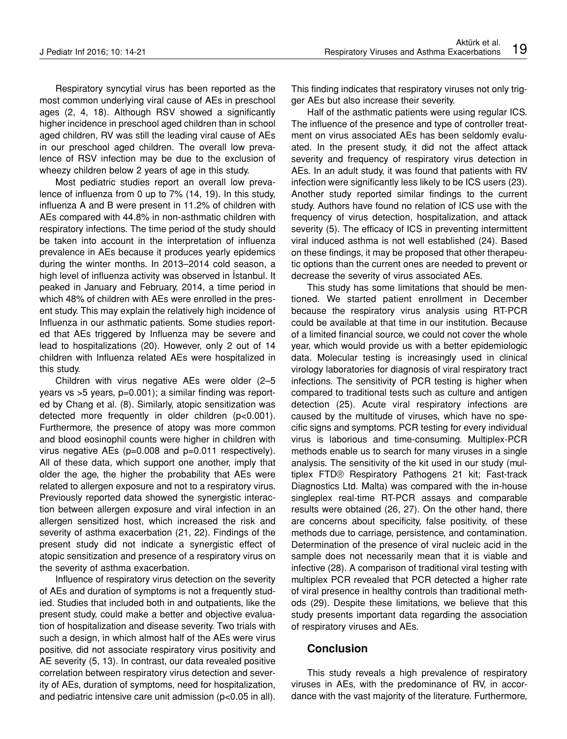Respiratory syncytial virus has been reported as the most common underlying viral cause of AEs in preschool ages (2, 4, 18). Although RSV showed a significantly higher incidence in preschool aged children than in school aged children, RV was still the leading viral cause of AEs in our preschool aged children. The overall low prevalence of RSV infection may be due to the exclusion of wheezy children below 2 years of age in this study.

Most pediatric studies report an overall low prevalence of influenza from 0 up to 7% (14, 19). In this study, influenza A and B were present in 11.2% of children with AEs compared with 44.8% in non-asthmatic children with respiratory infections. The time period of the study should be taken into account in the interpretation of influenza prevalence in AEs because it produces yearly epidemics during the winter months. In 2013–2014 cold season, a high level of influenza activity was observed in İstanbul. It peaked in January and February, 2014, a time period in which 48% of children with AEs were enrolled in the present study. This may explain the relatively high incidence of Influenza in our asthmatic patients. Some studies reported that AEs triggered by Influenza may be severe and lead to hospitalizations (20). However, only 2 out of 14 children with Influenza related AEs were hospitalized in this study.

Children with virus negative AEs were older (2–5 years vs >5 years, p=0.001); a similar finding was reported by Chang et al. (8). Similarly, atopic sensitization was detected more frequently in older children (p<0.001). Furthermore, the presence of atopy was more common and blood eosinophil counts were higher in children with virus negative AEs (p=0.008 and p=0.011 respectively). All of these data, which support one another, imply that older the age, the higher the probability that AEs were related to allergen exposure and not to a respiratory virus. Previously reported data showed the synergistic interaction between allergen exposure and viral infection in an allergen sensitized host, which increased the risk and severity of asthma exacerbation (21, 22). Findings of the present study did not indicate a synergistic effect of atopic sensitization and presence of a respiratory virus on the severity of asthma exacerbation.

Influence of respiratory virus detection on the severity of AEs and duration of symptoms is not a frequently studied. Studies that included both in and outpatients, like the present study, could make a better and objective evaluation of hospitalization and disease severity. Two trials with such a design, in which almost half of the AEs were virus positive, did not associate respiratory virus positivity and AE severity (5, 13). In contrast, our data revealed positive correlation between respiratory virus detection and severity of AEs, duration of symptoms, need for hospitalization, and pediatric intensive care unit admission (p<0.05 in all). This finding indicates that respiratory viruses not only trigger AEs but also increase their severity.

Half of the asthmatic patients were using regular ICS. The influence of the presence and type of controller treatment on virus associated AEs has been seldomly evaluated. In the present study, it did not the affect attack severity and frequency of respiratory virus detection in AEs. In an adult study, it was found that patients with RV infection were significantly less likely to be ICS users (23). Another study reported similar findings to the current study. Authors have found no relation of ICS use with the frequency of virus detection, hospitalization, and attack severity (5). The efficacy of ICS in preventing intermittent viral induced asthma is not well established (24). Based on these findings, it may be proposed that other therapeutic options than the current ones are needed to prevent or decrease the severity of virus associated AEs.

This study has some limitations that should be mentioned. We started patient enrollment in December because the respiratory virus analysis using RT-PCR could be available at that time in our institution. Because of a limited financial source, we could not cover the whole year, which would provide us with a better epidemiologic data. Molecular testing is increasingly used in clinical virology laboratories for diagnosis of viral respiratory tract infections. The sensitivity of PCR testing is higher when compared to traditional tests such as culture and antigen detection (25). Acute viral respiratory infections are caused by the multitude of viruses, which have no specific signs and symptoms. PCR testing for every individual virus is laborious and time-consuming. Multiplex-PCR methods enable us to search for many viruses in a single analysis. The sensitivity of the kit used in our study (multiplex FTD® Respiratory Pathogens 21 kit; Fast-track Diagnostics Ltd. Malta) was compared with the in-house singleplex real-time RT-PCR assays and comparable results were obtained (26, 27). On the other hand, there are concerns about specificity, false positivity, of these methods due to carriage, persistence, and contamination. Determination of the presence of viral nucleic acid in the sample does not necessarily mean that it is viable and infective (28). A comparison of traditional viral testing with multiplex PCR revealed that PCR detected a higher rate of viral presence in healthy controls than traditional methods (29). Despite these limitations, we believe that this study presents important data regarding the association of respiratory viruses and AEs.

## Conclusion

This study reveals a high prevalence of respiratory viruses in AEs, with the predominance of RV, in accordance with the vast majority of the literature. Furthermore,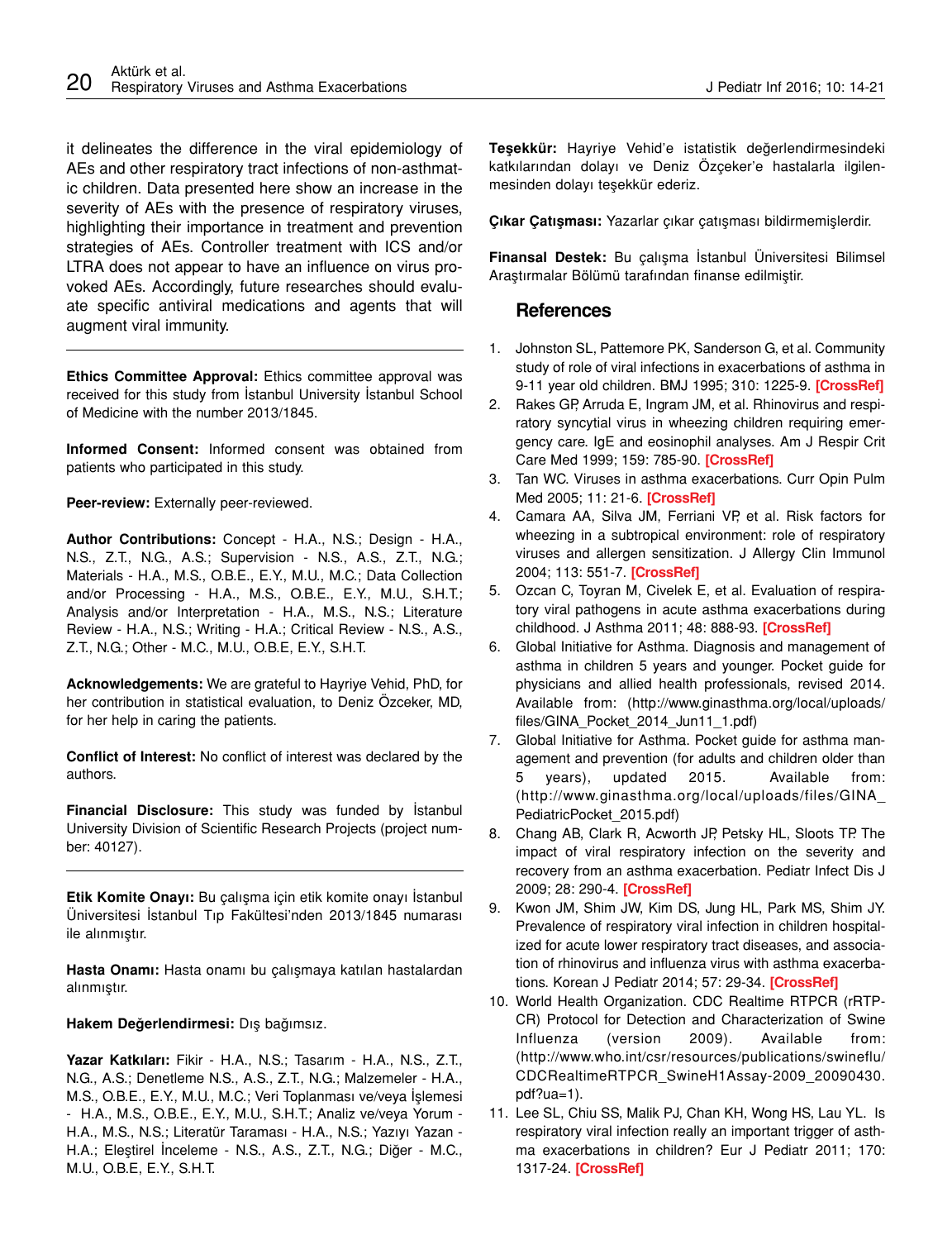it delineates the difference in the viral epidemiology of AEs and other respiratory tract infections of non-asthmatic children. Data presented here show an increase in the severity of AEs with the presence of respiratory viruses, highlighting their importance in treatment and prevention strategies of AEs. Controller treatment with ICS and/or LTRA does not appear to have an influence on virus provoked AEs. Accordingly, future researches should evaluate specific antiviral medications and agents that will augment viral immunity.

---

**Ethics Committee Approval:** Ethics committee approval was received for this study from İstanbul University İstanbul School of Medicine with the number 2013/1845.

**Informed Consent:** Informed consent was obtained from patients who participated in this study.

**Peer-review:** Externally peer-reviewed.

**Author Contributions:** Concept - H.A., N.S.; Design - H.A., N.S., Z.T., N.G., A.S.; Supervision - N.S., A.S., Z.T., N.G.; Materials - H.A., M.S., O.B.E., E.Y., M.U., M.C.; Data Collection and/or Processing - H.A., M.S., O.B.E., E.Y., M.U., S.H.T.; Analysis and/or Interpretation - H.A., M.S., N.S.; Literature Review - H.A., N.S.; Writing - H.A.; Critical Review - N.S., A.S., Z.T., N.G.; Other - M.C., M.U., O.B.E, E.Y., S.H.T.

**Acknowledgements:** We are grateful to Hayriye Vehid, PhD, for her contribution in statistical evaluation, to Deniz Özceker, MD, for her help in caring the patients.

**Conflict of Interest:** No conflict of interest was declared by the authors.

**Financial Disclosure:** This study was funded by İstanbul University Division of Scientific Research Projects (project number: 40127).

---

**Etik Komite Onayı:** Bu çalışma için etik komite onayı İstanbul Üniversitesi İstanbul Tıp Fakültesi'nden 2013/1845 numarası ile alınmıştır.

**Hasta Onamı:** Hasta onamı bu çalışmaya katılan hastalardan alınmıştır.

**Hakem Değerlendirmesi:** Dış bağımsız.

**Yazar Katkıları:** Fikir - H.A., N.S.; Tasarım - H.A., N.S., Z.T., N.G., A.S.; Denetleme N.S., A.S., Z.T., N.G.; Malzemeler - H.A., M.S., O.B.E., E.Y., M.U., M.C.; Veri Toplanması ve/veya İşlemesi - H.A., M.S., O.B.E., E.Y., M.U., S.H.T.; Analiz ve/veya Yorum - H.A., M.S., N.S.; Literatür Taraması - H.A., N.S.; Yazıyı Yazan - H.A.; Eleştirel İnceleme - N.S., A.S., Z.T., N.G.; Diğer - M.C., M.U., O.B.E, E.Y., S.H.T.

**Teşekkür:** Hayriye Vehid'e istatistik değerlendirmesindeki katkılarından dolayı ve Deniz Özçeker'e hastalarla ilgilenmesinden dolayı teşekkür ederiz.

**Çıkar Çatışması:** Yazarlar çıkar çatışması bildirmemişlerdir.

**Finansal Destek:** Bu çalışma İstanbul Üniversitesi Bilimsel Araştırmalar Bölümü tarafından finanse edilmiştir.

## References

1. Johnston SL, Pattemore PK, Sanderson G, et al. Community study of role of viral infections in exacerbations of asthma in 9-11 year old children. BMJ 1995; 310: 1225-9. [CrossRef]
2. Rakes GP, Arruda E, Ingram JM, et al. Rhinovirus and respiratory syncytial virus in wheezing children requiring emergency care. IgE and eosinophil analyses. Am J Respir Crit Care Med 1999; 159: 785-90. [CrossRef]
3. Tan WC. Viruses in asthma exacerbations. Curr Opin Pulm Med 2005; 11: 21-6. [CrossRef]
4. Camara AA, Silva JM, Ferriani VP, et al. Risk factors for wheezing in a subtropical environment: role of respiratory viruses and allergen sensitization. J Allergy Clin Immunol 2004; 113: 551-7. [CrossRef]
5. Ozcan C, Toyran M, Civelek E, et al. Evaluation of respiratory viral pathogens in acute asthma exacerbations during childhood. J Asthma 2011; 48: 888-93. [CrossRef]
6. Global Initiative for Asthma. Diagnosis and management of asthma in children 5 years and younger. Pocket guide for physicians and allied health professionals, revised 2014. Available from: (http://www.ginasthma.org/local/uploads/files/GINA_Pocket_2014_Jun11_1.pdf)
7. Global Initiative for Asthma. Pocket guide for asthma management and prevention (for adults and children older than 5 years), updated 2015. Available from: (http://www.ginasthma.org/local/uploads/files/GINA_PediatricPocket_2015.pdf)
8. Chang AB, Clark R, Acworth JP, Petsky HL, Sloots TP. The impact of viral respiratory infection on the severity and recovery from an asthma exacerbation. Pediatr Infect Dis J 2009; 28: 290-4. [CrossRef]
9. Kwon JM, Shim JW, Kim DS, Jung HL, Park MS, Shim JY. Prevalence of respiratory viral infection in children hospitalized for acute lower respiratory tract diseases, and association of rhinovirus and influenza virus with asthma exacerbations. Korean J Pediatr 2014; 57: 29-34. [CrossRef]
10. World Health Organization. CDC Realtime RTPCR (rRTP-CR) Protocol for Detection and Characterization of Swine Influenza (version 2009). Available from: (http://www.who.int/csr/resources/publications/swineflu/CDCRealtimeRTPCR_SwineH1Assay-2009_20090430.pdf?ua=1).
11. Lee SL, Chiu SS, Malik PJ, Chan KH, Wong HS, Lau YL. Is respiratory viral infection really an important trigger of asthma exacerbations in children? Eur J Pediatr 2011; 170: 1317-24. [CrossRef]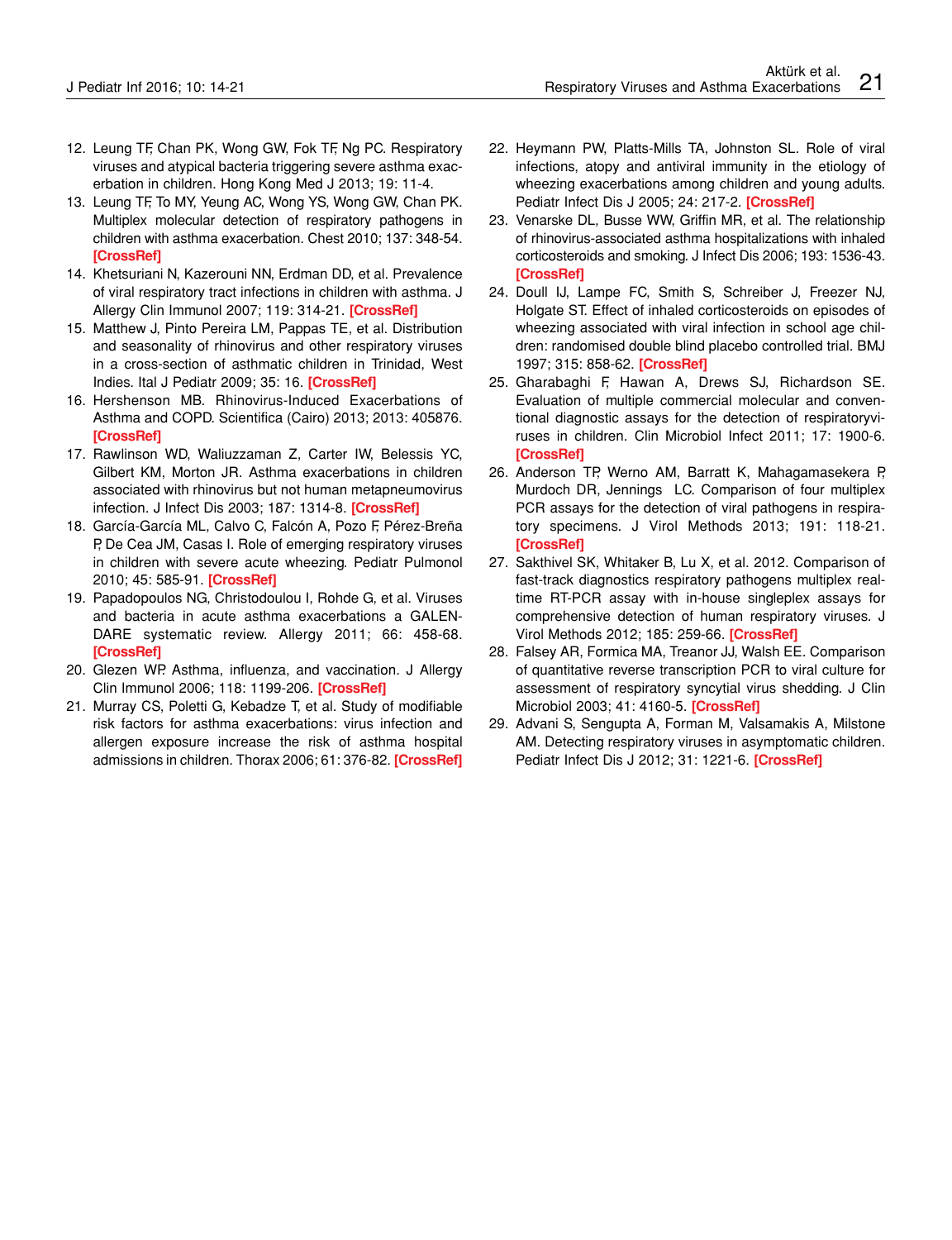12. Leung TF, Chan PK, Wong GW, Fok TF, Ng PC. Respiratory viruses and atypical bacteria triggering severe asthma exacerbation in children. Hong Kong Med J 2013; 19: 11-4.
13. Leung TF, To MY, Yeung AC, Wong YS, Wong GW, Chan PK. Multiplex molecular detection of respiratory pathogens in children with asthma exacerbation. Chest 2010; 137: 348-54. [CrossRef]
14. Khetsuriani N, Kazerouni NN, Erdman DD, et al. Prevalence of viral respiratory tract infections in children with asthma. J Allergy Clin Immunol 2007; 119: 314-21. [CrossRef]
15. Matthew J, Pinto Pereira LM, Pappas TE, et al. Distribution and seasonality of rhinovirus and other respiratory viruses in a cross-section of asthmatic children in Trinidad, West Indies. Ital J Pediatr 2009; 35: 16. [CrossRef]
16. Hershenson MB. Rhinovirus-Induced Exacerbations of Asthma and COPD. Scientifica (Cairo) 2013; 2013: 405876. [CrossRef]
17. Rawlinson WD, Waliuzzaman Z, Carter IW, Belessis YC, Gilbert KM, Morton JR. Asthma exacerbations in children associated with rhinovirus but not human metapneumovirus infection. J Infect Dis 2003; 187: 1314-8. [CrossRef]
18. García-García ML, Calvo C, Falcón A, Pozo F, Pérez-Breña P, De Cea JM, Casas I. Role of emerging respiratory viruses in children with severe acute wheezing. Pediatr Pulmonol 2010; 45: 585-91. [CrossRef]
19. Papadopoulos NG, Christodoulou I, Rohde G, et al. Viruses and bacteria in acute asthma exacerbations a GALEN-DARE systematic review. Allergy 2011; 66: 458-68. [CrossRef]
20. Glezen WP. Asthma, influenza, and vaccination. J Allergy Clin Immunol 2006; 118: 1199-206. [CrossRef]
21. Murray CS, Poletti G, Kebadze T, et al. Study of modifiable risk factors for asthma exacerbations: virus infection and allergen exposure increase the risk of asthma hospital admissions in children. Thorax 2006; 61: 376-82. [CrossRef]
22. Heymann PW, Platts-Mills TA, Johnston SL. Role of viral infections, atopy and antiviral immunity in the etiology of wheezing exacerbations among children and young adults. Pediatr Infect Dis J 2005; 24: 217-2. [CrossRef]
23. Venarske DL, Busse WW, Griffin MR, et al. The relationship of rhinovirus-associated asthma hospitalizations with inhaled corticosteroids and smoking. J Infect Dis 2006; 193: 1536-43. [CrossRef]
24. Doull IJ, Lampe FC, Smith S, Schreiber J, Freezer NJ, Holgate ST. Effect of inhaled corticosteroids on episodes of wheezing associated with viral infection in school age children: randomised double blind placebo controlled trial. BMJ 1997; 315: 858-62. [CrossRef]
25. Gharabaghi F, Hawan A, Drews SJ, Richardson SE. Evaluation of multiple commercial molecular and conventional diagnostic assays for the detection of respiratoryviruses in children. Clin Microbiol Infect 2011; 17: 1900-6. [CrossRef]
26. Anderson TP, Werno AM, Barratt K, Mahagamasekera P, Murdoch DR, Jennings LC. Comparison of four multiplex PCR assays for the detection of viral pathogens in respiratory specimens. J Virol Methods 2013; 191: 118-21. [CrossRef]
27. Sakthivel SK, Whitaker B, Lu X, et al. 2012. Comparison of fast-track diagnostics respiratory pathogens multiplex real-time RT-PCR assay with in-house singleplex assays for comprehensive detection of human respiratory viruses. J Virol Methods 2012; 185: 259-66. [CrossRef]
28. Falsey AR, Formica MA, Treanor JJ, Walsh EE. Comparison of quantitative reverse transcription PCR to viral culture for assessment of respiratory syncytial virus shedding. J Clin Microbiol 2003; 41: 4160-5. [CrossRef]
29. Advani S, Sengupta A, Forman M, Valsamakis A, Milstone AM. Detecting respiratory viruses in asymptomatic children. Pediatr Infect Dis J 2012; 31: 1221-6. [CrossRef]